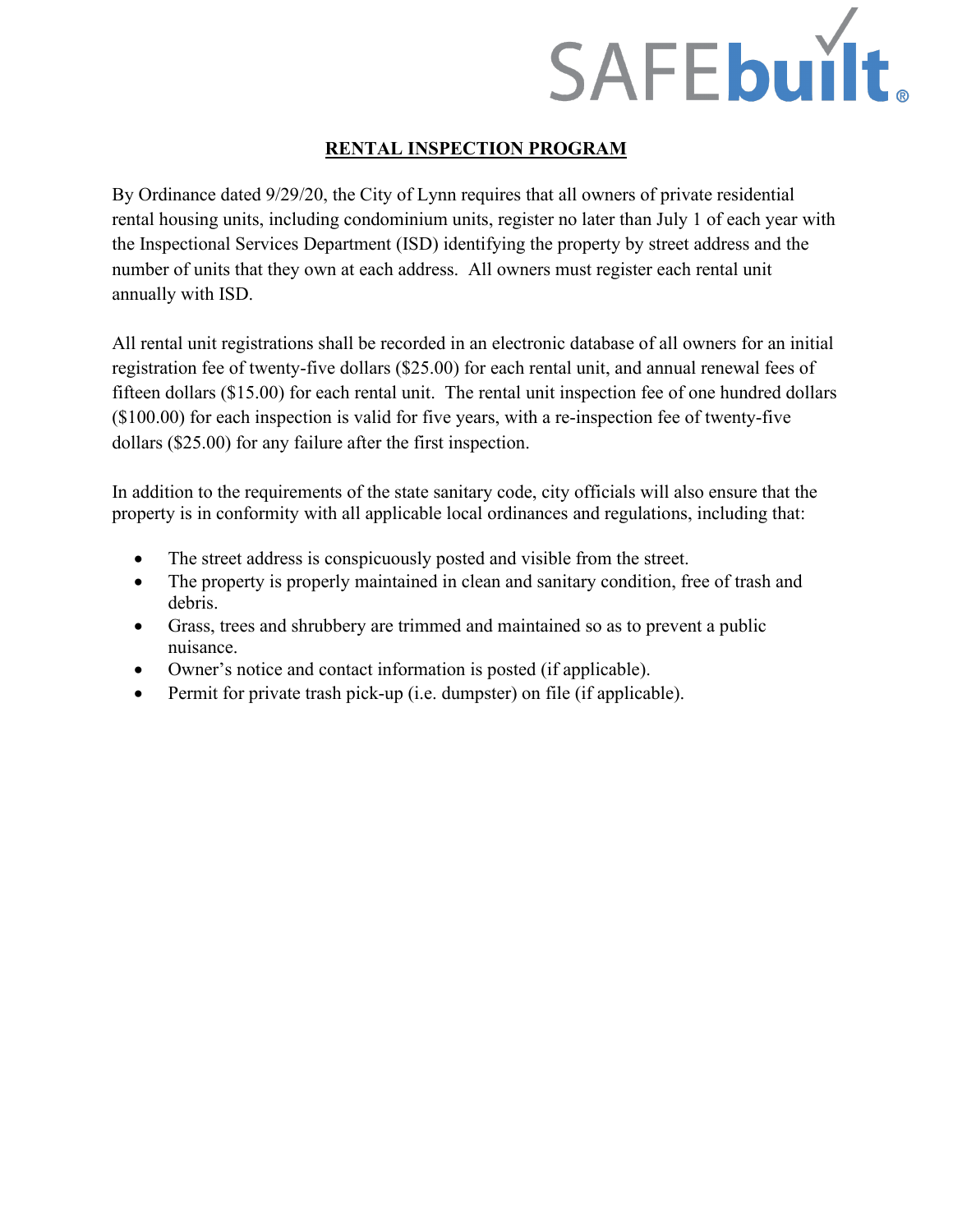SAFEbuilt

# RENTAL INSPECTION PROGRAM

By Ordinance dated 9/29/20, the City of Lynn requires that all owners of private residential rental housing units, including condominium units, register no later than July 1 of each year with the Inspectional Services Department (ISD) identifying the property by street address and the number of units that they own at each address. All owners must register each rental unit annually with ISD.

All rental unit registrations shall be recorded in an electronic database of all owners for an initial registration fee of twenty-five dollars ($25.00) for each rental unit, and annual renewal fees of fifteen dollars ($15.00) for each rental unit. The rental unit inspection fee of one hundred dollars ($100.00) for each inspection is valid for five years, with a re-inspection fee of twenty-five dollars ($25.00) for any failure after the first inspection.

In addition to the requirements of the state sanitary code, city officials will also ensure that the property is in conformity with all applicable local ordinances and regulations, including that:

- The street address is conspicuously posted and visible from the street.
- The property is properly maintained in clean and sanitary condition, free of trash and debris.
- Grass, trees and shrubbery are trimmed and maintained so as to prevent a public nuisance.
- Owner's notice and contact information is posted (if applicable).
- Permit for private trash pick-up (i.e. dumpster) on file (if applicable).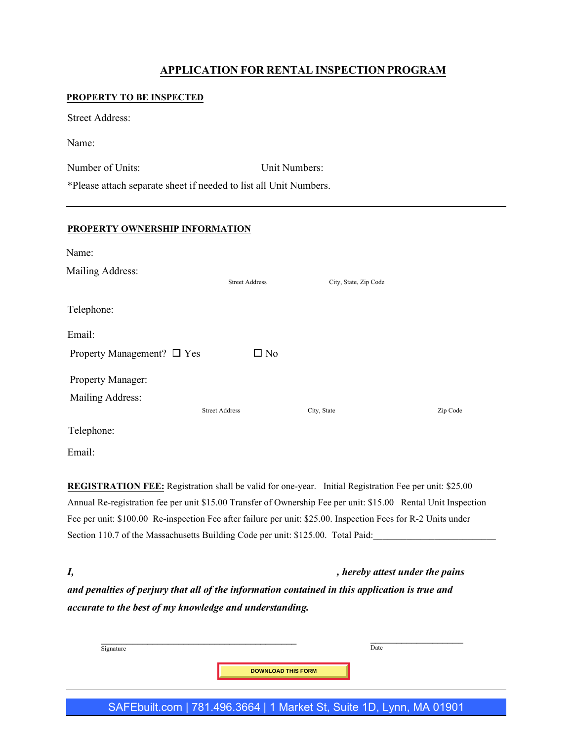# APPLICATION FOR RENTAL INSPECTION PROGRAM

## PROPERTY TO BE INSPECTED

Street Address:

Name:

Number of Units: Unit Numbers:

*Please attach separate sheet if needed to list all Unit Numbers.

---

## PROPERTY OWNERSHIP INFORMATION

Name:

Mailing Address:

Street Address City, State, Zip Code

Telephone:

Email:

Property Management? ☐ Yes ☐ No

Property Manager:

Mailing Address:

Street Address City, State Zip Code

Telephone:

Email:

**REGISTRATION FEE:** Registration shall be valid for one-year. Initial Registration Fee per unit: $25.00 Annual Re-registration fee per unit $15.00 Transfer of Ownership Fee per unit: $15.00 Rental Unit Inspection Fee per unit: $100.00 Re-inspection Fee after failure per unit: $25.00. Inspection Fees for R-2 Units under Section 110.7 of the Massachusetts Building Code per unit: $125.00. Total Paid:__________________________

***I, , hereby attest under the pains and penalties of perjury that all of the information contained in this application is true and accurate to the best of my knowledge and understanding.***

_________________________________________ Signature

____________________ Date

DOWNLOAD THIS FORM

---

SAFEbuilt.com | 781.496.3664 | 1 Market St, Suite 1D, Lynn, MA 01901